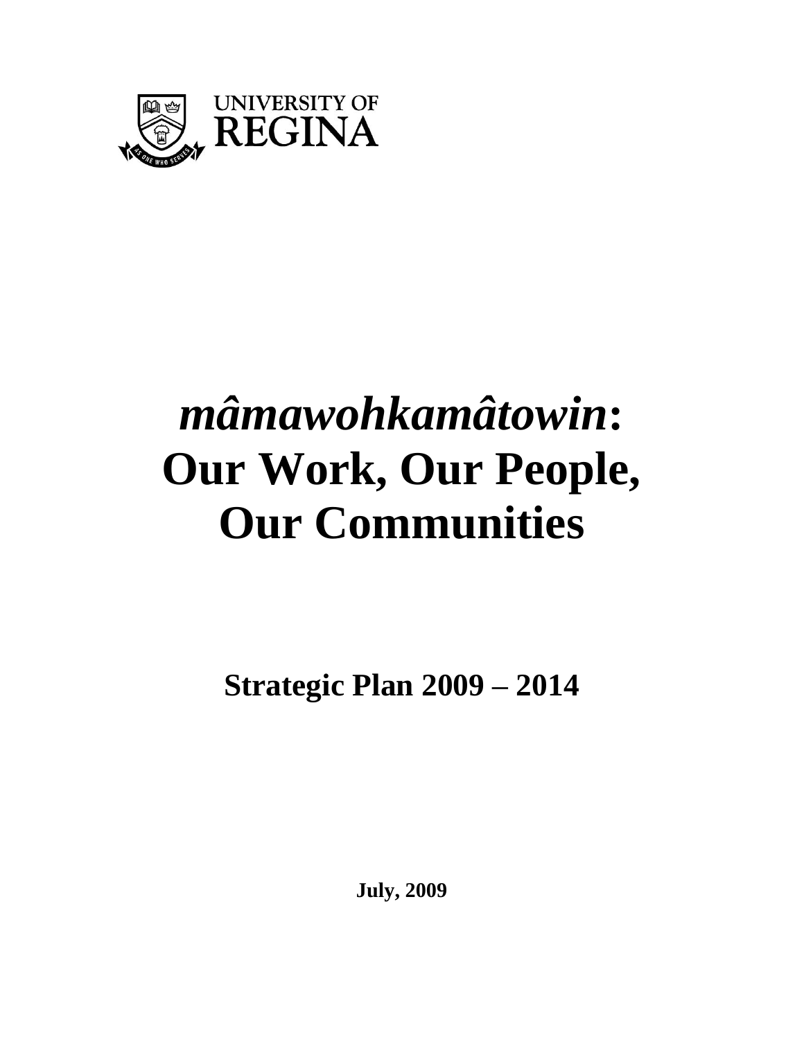UNIVERSITY OF REGINA

AS ONE WHO SERVES

# *mâmawohkamâtowin*: Our Work, Our People, Our Communities

## Strategic Plan 2009 – 2014

**July, 2009**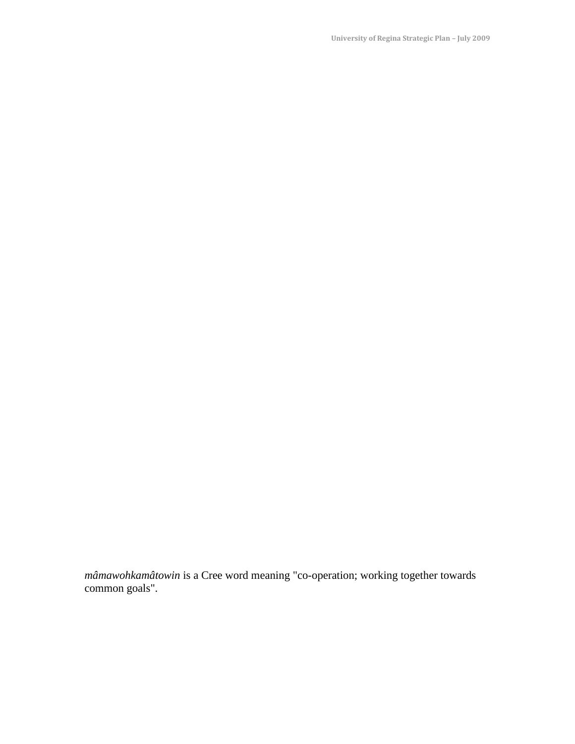*mâmawohkamâtowin* is a Cree word meaning "co-operation; working together towards common goals".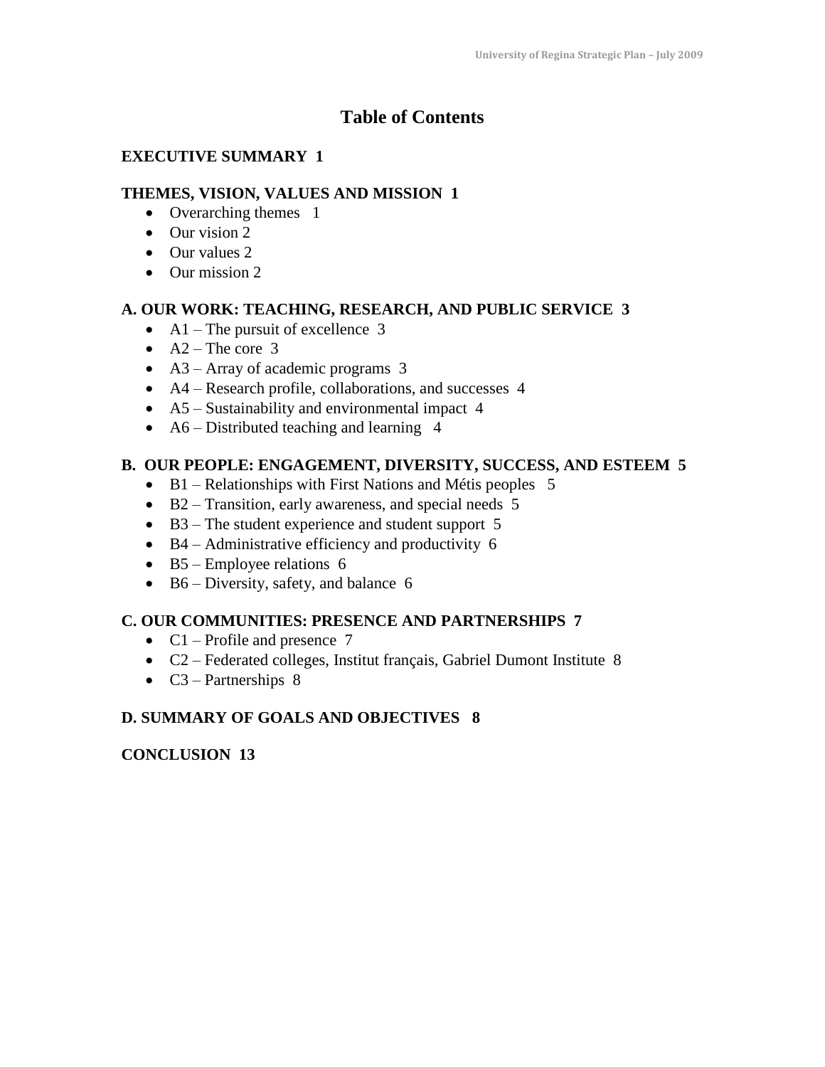# Table of Contents

**EXECUTIVE SUMMARY 1**

**THEMES, VISION, VALUES AND MISSION 1**

- Overarching themes 1
- Our vision 2
- Our values 2
- Our mission 2

**A. OUR WORK: TEACHING, RESEARCH, AND PUBLIC SERVICE 3**

- A1 – The pursuit of excellence 3
- A2 – The core 3
- A3 – Array of academic programs 3
- A4 – Research profile, collaborations, and successes 4
- A5 – Sustainability and environmental impact 4
- A6 – Distributed teaching and learning 4

**B. OUR PEOPLE: ENGAGEMENT, DIVERSITY, SUCCESS, AND ESTEEM 5**

- B1 – Relationships with First Nations and Métis peoples 5
- B2 – Transition, early awareness, and special needs 5
- B3 – The student experience and student support 5
- B4 – Administrative efficiency and productivity 6
- B5 – Employee relations 6
- B6 – Diversity, safety, and balance 6

**C. OUR COMMUNITIES: PRESENCE AND PARTNERSHIPS 7**

- C1 – Profile and presence 7
- C2 – Federated colleges, Institut français, Gabriel Dumont Institute 8
- C3 – Partnerships 8

**D. SUMMARY OF GOALS AND OBJECTIVES 8**

**CONCLUSION 13**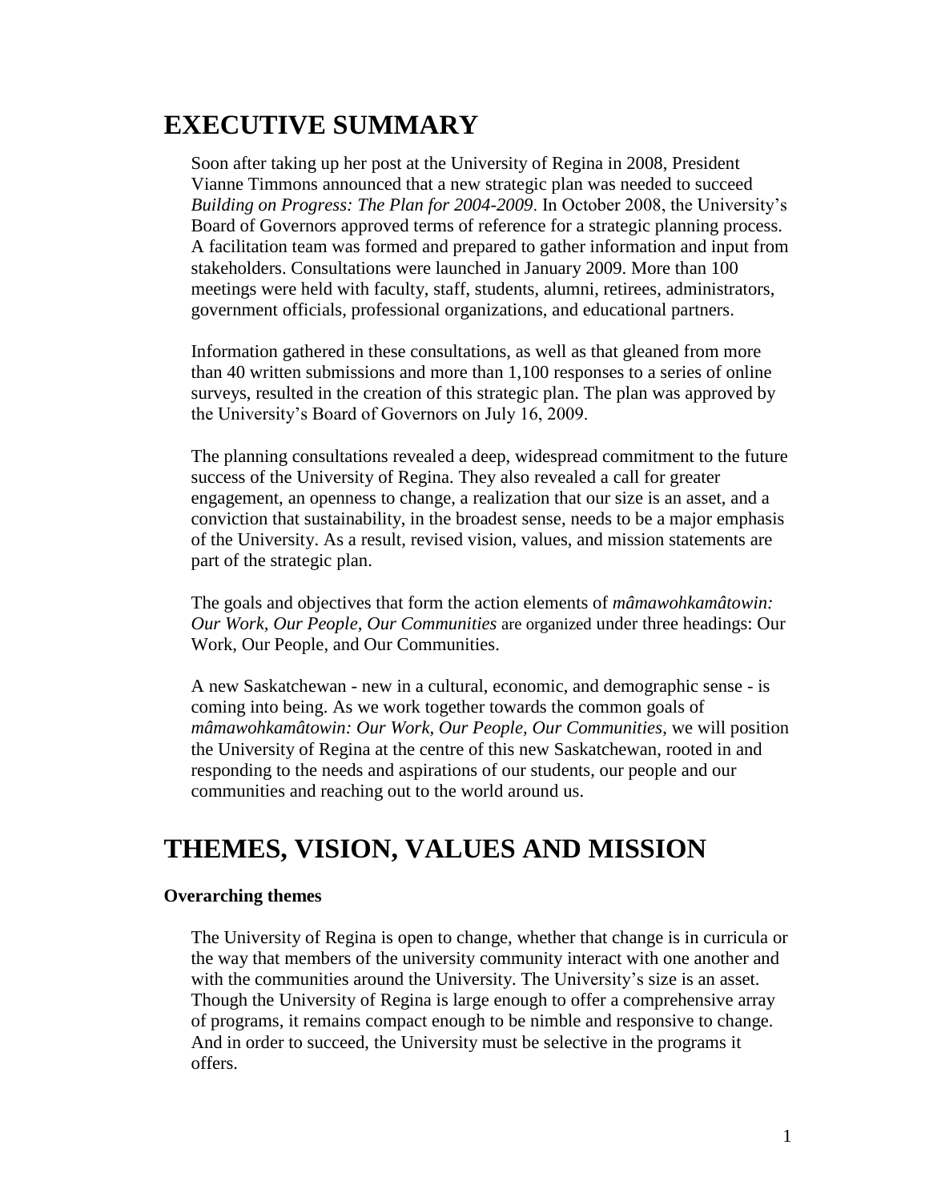# EXECUTIVE SUMMARY

Soon after taking up her post at the University of Regina in 2008, President Vianne Timmons announced that a new strategic plan was needed to succeed *Building on Progress: The Plan for 2004-2009*. In October 2008, the University's Board of Governors approved terms of reference for a strategic planning process. A facilitation team was formed and prepared to gather information and input from stakeholders. Consultations were launched in January 2009. More than 100 meetings were held with faculty, staff, students, alumni, retirees, administrators, government officials, professional organizations, and educational partners.

Information gathered in these consultations, as well as that gleaned from more than 40 written submissions and more than 1,100 responses to a series of online surveys, resulted in the creation of this strategic plan. The plan was approved by the University's Board of Governors on July 16, 2009.

The planning consultations revealed a deep, widespread commitment to the future success of the University of Regina. They also revealed a call for greater engagement, an openness to change, a realization that our size is an asset, and a conviction that sustainability, in the broadest sense, needs to be a major emphasis of the University. As a result, revised vision, values, and mission statements are part of the strategic plan.

The goals and objectives that form the action elements of *mâmawohkamâtowin: Our Work, Our People, Our Communities* are organized under three headings: Our Work, Our People, and Our Communities.

A new Saskatchewan - new in a cultural, economic, and demographic sense - is coming into being. As we work together towards the common goals of *mâmawohkamâtowin: Our Work, Our People, Our Communities*, we will position the University of Regina at the centre of this new Saskatchewan, rooted in and responding to the needs and aspirations of our students, our people and our communities and reaching out to the world around us.

# THEMES, VISION, VALUES AND MISSION

### Overarching themes

The University of Regina is open to change, whether that change is in curricula or the way that members of the university community interact with one another and with the communities around the University. The University's size is an asset. Though the University of Regina is large enough to offer a comprehensive array of programs, it remains compact enough to be nimble and responsive to change. And in order to succeed, the University must be selective in the programs it offers.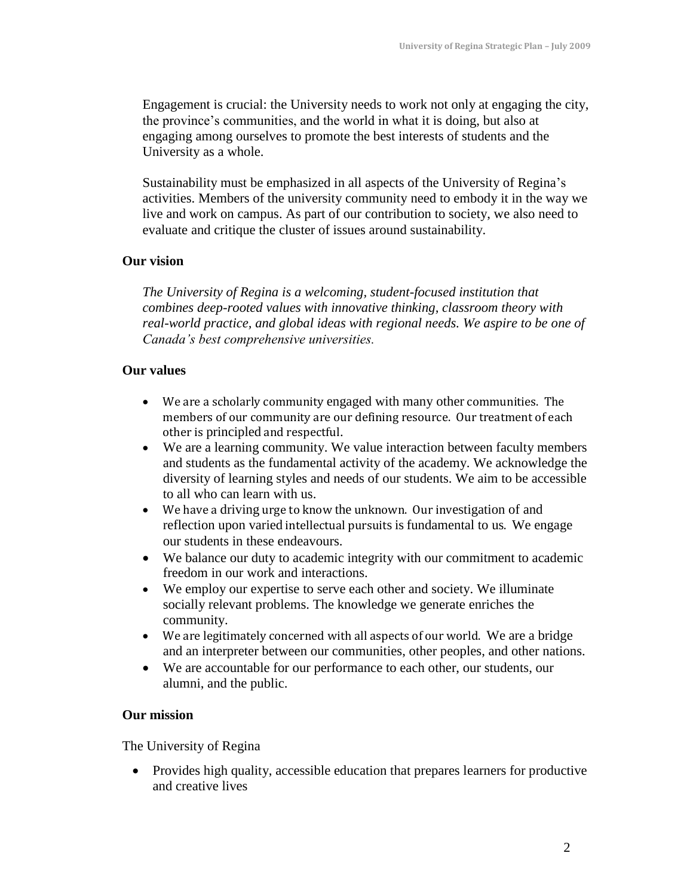Engagement is crucial: the University needs to work not only at engaging the city, the province's communities, and the world in what it is doing, but also at engaging among ourselves to promote the best interests of students and the University as a whole.

Sustainability must be emphasized in all aspects of the University of Regina's activities. Members of the university community need to embody it in the way we live and work on campus. As part of our contribution to society, we also need to evaluate and critique the cluster of issues around sustainability.

**Our vision**

*The University of Regina is a welcoming, student-focused institution that combines deep-rooted values with innovative thinking, classroom theory with real-world practice, and global ideas with regional needs. We aspire to be one of Canada's best comprehensive universities.*

**Our values**

- We are a scholarly community engaged with many other communities. The members of our community are our defining resource. Our treatment of each other is principled and respectful.
- We are a learning community. We value interaction between faculty members and students as the fundamental activity of the academy. We acknowledge the diversity of learning styles and needs of our students. We aim to be accessible to all who can learn with us.
- We have a driving urge to know the unknown. Our investigation of and reflection upon varied intellectual pursuits is fundamental to us. We engage our students in these endeavours.
- We balance our duty to academic integrity with our commitment to academic freedom in our work and interactions.
- We employ our expertise to serve each other and society. We illuminate socially relevant problems. The knowledge we generate enriches the community.
- We are legitimately concerned with all aspects of our world. We are a bridge and an interpreter between our communities, other peoples, and other nations.
- We are accountable for our performance to each other, our students, our alumni, and the public.

**Our mission**

The University of Regina

- Provides high quality, accessible education that prepares learners for productive and creative lives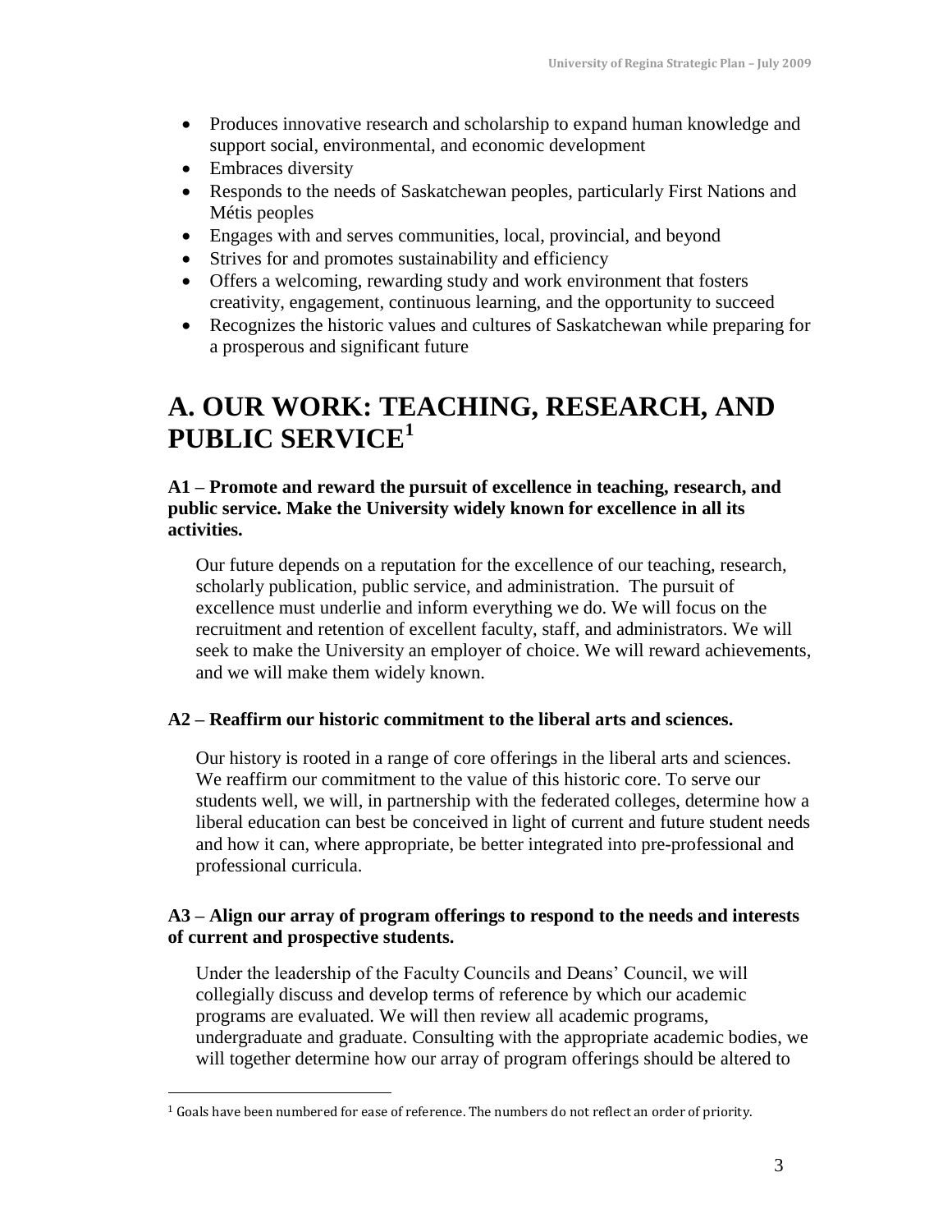- Produces innovative research and scholarship to expand human knowledge and support social, environmental, and economic development
- Embraces diversity
- Responds to the needs of Saskatchewan peoples, particularly First Nations and Métis peoples
- Engages with and serves communities, local, provincial, and beyond
- Strives for and promotes sustainability and efficiency
- Offers a welcoming, rewarding study and work environment that fosters creativity, engagement, continuous learning, and the opportunity to succeed
- Recognizes the historic values and cultures of Saskatchewan while preparing for a prosperous and significant future

# A. OUR WORK: TEACHING, RESEARCH, AND PUBLIC SERVICE[1]

### A1 – Promote and reward the pursuit of excellence in teaching, research, and public service. Make the University widely known for excellence in all its activities.

Our future depends on a reputation for the excellence of our teaching, research, scholarly publication, public service, and administration. The pursuit of excellence must underlie and inform everything we do. We will focus on the recruitment and retention of excellent faculty, staff, and administrators. We will seek to make the University an employer of choice. We will reward achievements, and we will make them widely known.

### A2 – Reaffirm our historic commitment to the liberal arts and sciences.

Our history is rooted in a range of core offerings in the liberal arts and sciences. We reaffirm our commitment to the value of this historic core. To serve our students well, we will, in partnership with the federated colleges, determine how a liberal education can best be conceived in light of current and future student needs and how it can, where appropriate, be better integrated into pre-professional and professional curricula.

### A3 – Align our array of program offerings to respond to the needs and interests of current and prospective students.

Under the leadership of the Faculty Councils and Deans' Council, we will collegially discuss and develop terms of reference by which our academic programs are evaluated. We will then review all academic programs, undergraduate and graduate. Consulting with the appropriate academic bodies, we will together determine how our array of program offerings should be altered to

[1] Goals have been numbered for ease of reference. The numbers do not reflect an order of priority.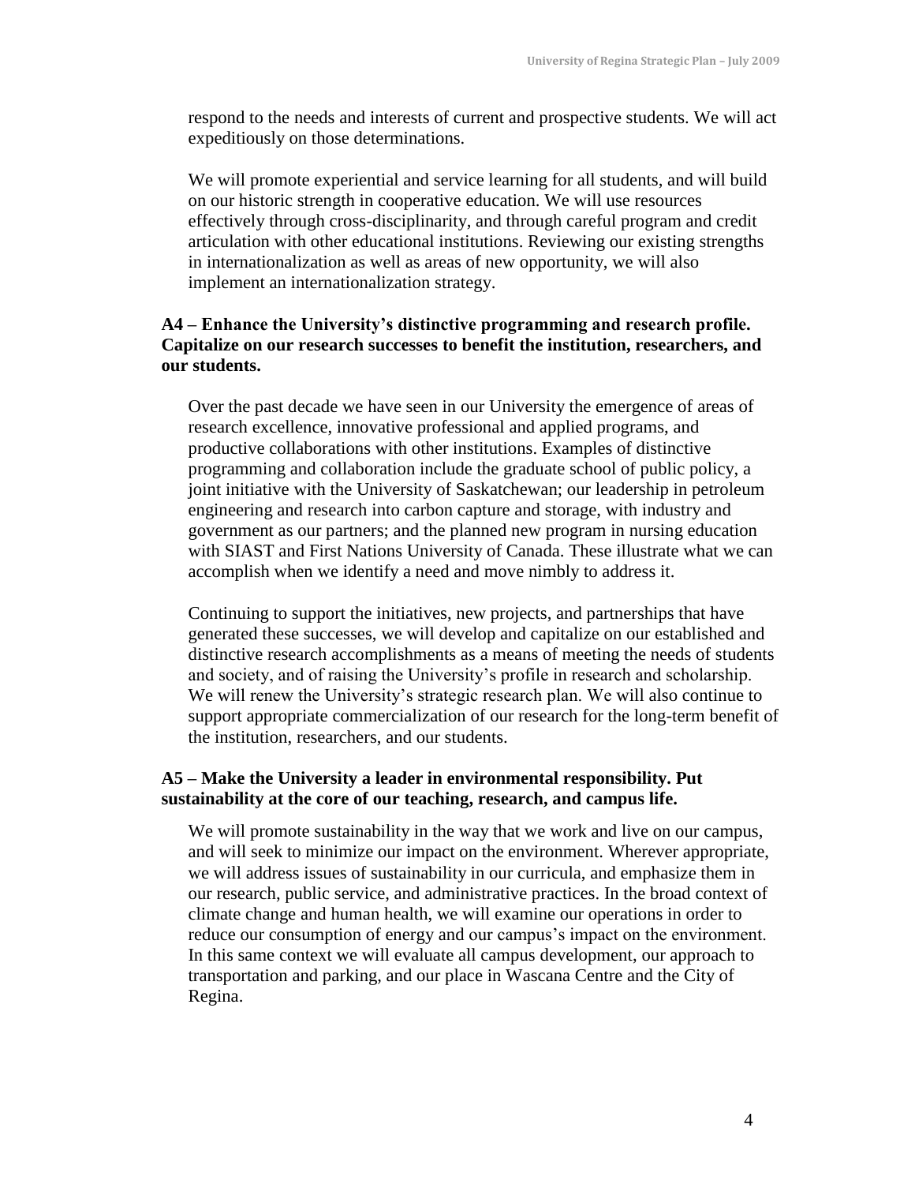respond to the needs and interests of current and prospective students. We will act expeditiously on those determinations.

We will promote experiential and service learning for all students, and will build on our historic strength in cooperative education. We will use resources effectively through cross-disciplinarity, and through careful program and credit articulation with other educational institutions. Reviewing our existing strengths in internationalization as well as areas of new opportunity, we will also implement an internationalization strategy.

### A4 – Enhance the University's distinctive programming and research profile. Capitalize on our research successes to benefit the institution, researchers, and our students.

Over the past decade we have seen in our University the emergence of areas of research excellence, innovative professional and applied programs, and productive collaborations with other institutions. Examples of distinctive programming and collaboration include the graduate school of public policy, a joint initiative with the University of Saskatchewan; our leadership in petroleum engineering and research into carbon capture and storage, with industry and government as our partners; and the planned new program in nursing education with SIAST and First Nations University of Canada. These illustrate what we can accomplish when we identify a need and move nimbly to address it.

Continuing to support the initiatives, new projects, and partnerships that have generated these successes, we will develop and capitalize on our established and distinctive research accomplishments as a means of meeting the needs of students and society, and of raising the University's profile in research and scholarship. We will renew the University's strategic research plan. We will also continue to support appropriate commercialization of our research for the long-term benefit of the institution, researchers, and our students.

### A5 – Make the University a leader in environmental responsibility. Put sustainability at the core of our teaching, research, and campus life.

We will promote sustainability in the way that we work and live on our campus, and will seek to minimize our impact on the environment. Wherever appropriate, we will address issues of sustainability in our curricula, and emphasize them in our research, public service, and administrative practices. In the broad context of climate change and human health, we will examine our operations in order to reduce our consumption of energy and our campus's impact on the environment. In this same context we will evaluate all campus development, our approach to transportation and parking, and our place in Wascana Centre and the City of Regina.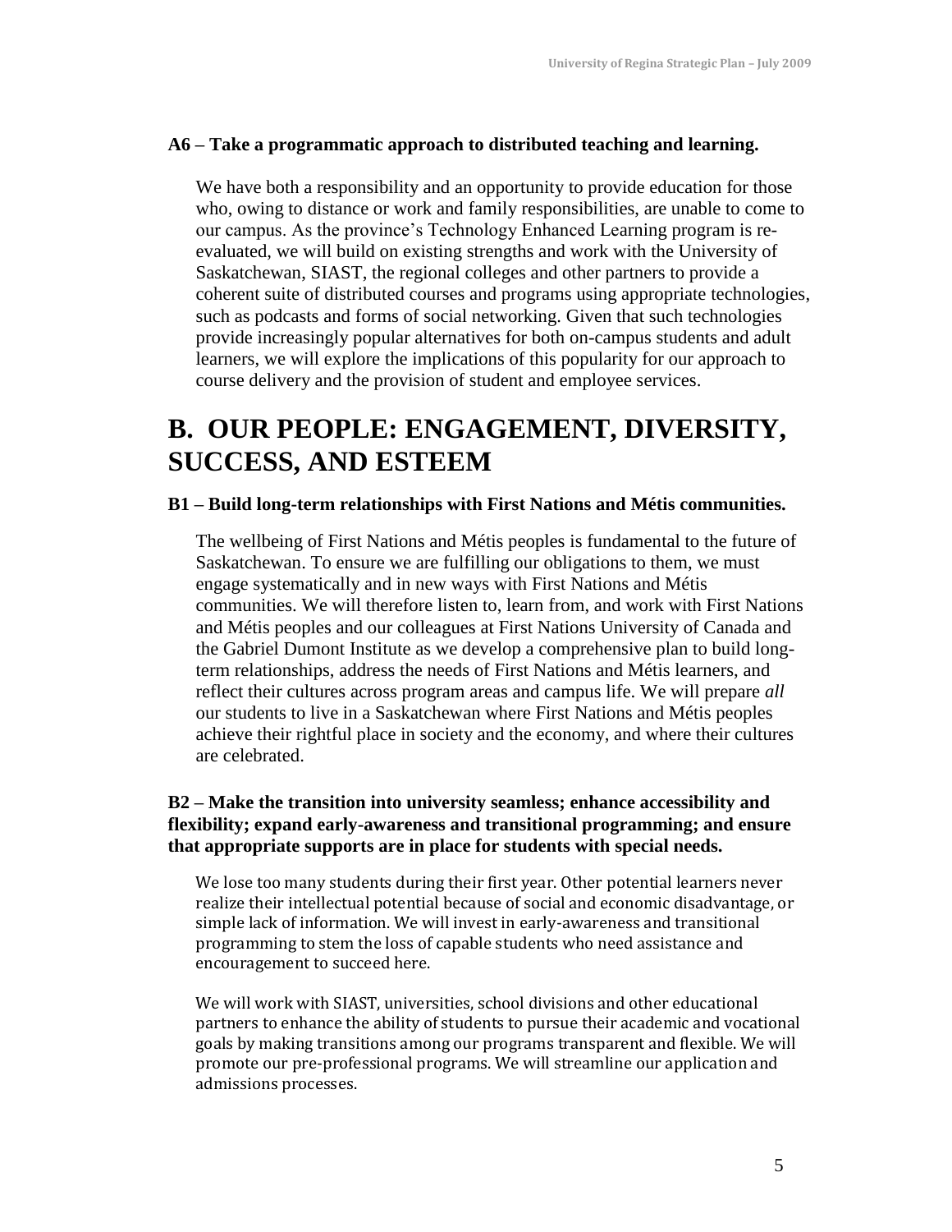**A6 – Take a programmatic approach to distributed teaching and learning.**

We have both a responsibility and an opportunity to provide education for those who, owing to distance or work and family responsibilities, are unable to come to our campus. As the province's Technology Enhanced Learning program is re-evaluated, we will build on existing strengths and work with the University of Saskatchewan, SIAST, the regional colleges and other partners to provide a coherent suite of distributed courses and programs using appropriate technologies, such as podcasts and forms of social networking. Given that such technologies provide increasingly popular alternatives for both on-campus students and adult learners, we will explore the implications of this popularity for our approach to course delivery and the provision of student and employee services.

# B. OUR PEOPLE: ENGAGEMENT, DIVERSITY, SUCCESS, AND ESTEEM

**B1 – Build long-term relationships with First Nations and Métis communities.**

The wellbeing of First Nations and Métis peoples is fundamental to the future of Saskatchewan. To ensure we are fulfilling our obligations to them, we must engage systematically and in new ways with First Nations and Métis communities. We will therefore listen to, learn from, and work with First Nations and Métis peoples and our colleagues at First Nations University of Canada and the Gabriel Dumont Institute as we develop a comprehensive plan to build long-term relationships, address the needs of First Nations and Métis learners, and reflect their cultures across program areas and campus life. We will prepare *all* our students to live in a Saskatchewan where First Nations and Métis peoples achieve their rightful place in society and the economy, and where their cultures are celebrated.

**B2 – Make the transition into university seamless; enhance accessibility and flexibility; expand early-awareness and transitional programming; and ensure that appropriate supports are in place for students with special needs.**

We lose too many students during their first year. Other potential learners never realize their intellectual potential because of social and economic disadvantage, or simple lack of information. We will invest in early-awareness and transitional programming to stem the loss of capable students who need assistance and encouragement to succeed here.

We will work with SIAST, universities, school divisions and other educational partners to enhance the ability of students to pursue their academic and vocational goals by making transitions among our programs transparent and flexible. We will promote our pre-professional programs. We will streamline our application and admissions processes.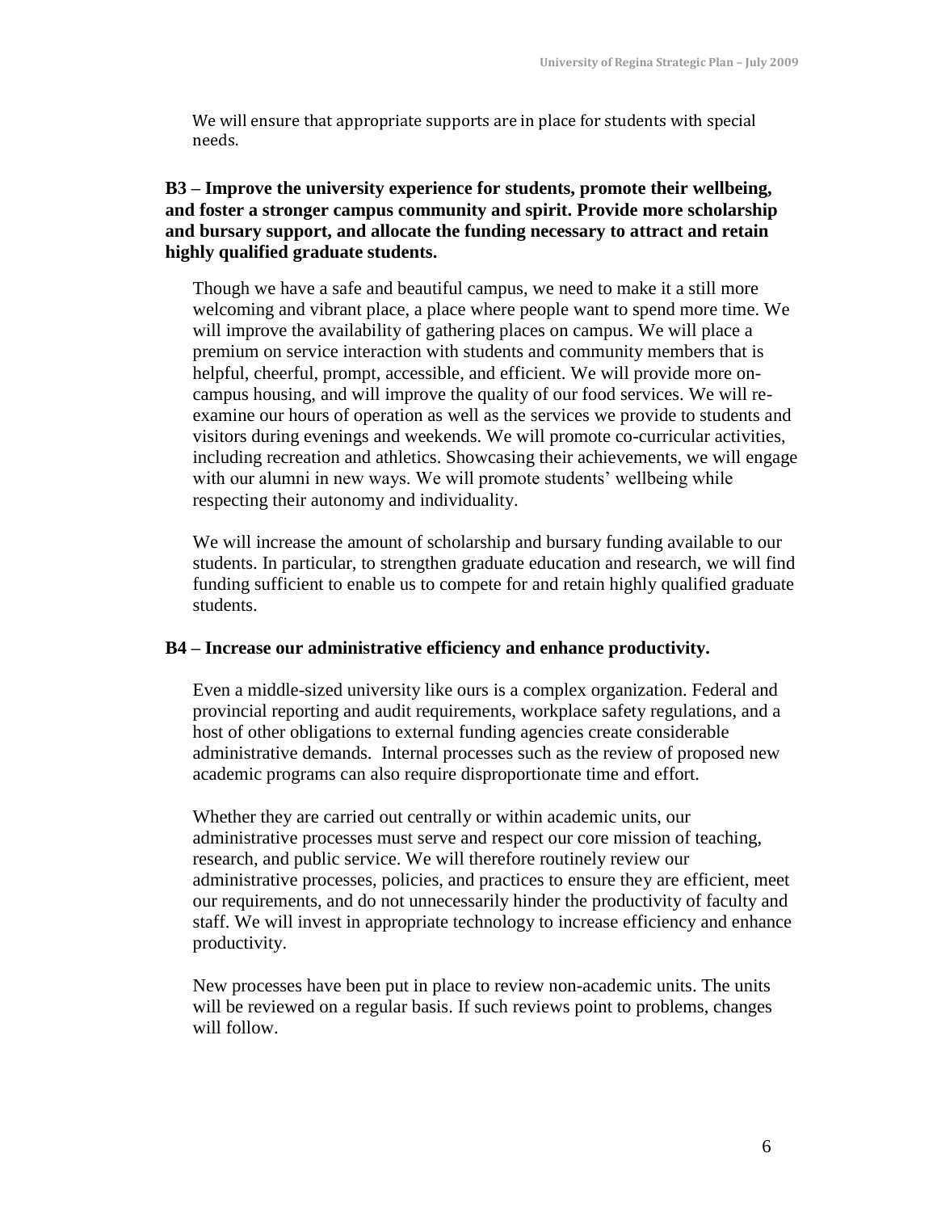We will ensure that appropriate supports are in place for students with special needs.

**B3 – Improve the university experience for students, promote their wellbeing, and foster a stronger campus community and spirit. Provide more scholarship and bursary support, and allocate the funding necessary to attract and retain highly qualified graduate students.**

Though we have a safe and beautiful campus, we need to make it a still more welcoming and vibrant place, a place where people want to spend more time. We will improve the availability of gathering places on campus. We will place a premium on service interaction with students and community members that is helpful, cheerful, prompt, accessible, and efficient. We will provide more on-campus housing, and will improve the quality of our food services. We will re-examine our hours of operation as well as the services we provide to students and visitors during evenings and weekends. We will promote co-curricular activities, including recreation and athletics. Showcasing their achievements, we will engage with our alumni in new ways. We will promote students' wellbeing while respecting their autonomy and individuality.

We will increase the amount of scholarship and bursary funding available to our students. In particular, to strengthen graduate education and research, we will find funding sufficient to enable us to compete for and retain highly qualified graduate students.

**B4 – Increase our administrative efficiency and enhance productivity.**

Even a middle-sized university like ours is a complex organization. Federal and provincial reporting and audit requirements, workplace safety regulations, and a host of other obligations to external funding agencies create considerable administrative demands. Internal processes such as the review of proposed new academic programs can also require disproportionate time and effort.

Whether they are carried out centrally or within academic units, our administrative processes must serve and respect our core mission of teaching, research, and public service. We will therefore routinely review our administrative processes, policies, and practices to ensure they are efficient, meet our requirements, and do not unnecessarily hinder the productivity of faculty and staff. We will invest in appropriate technology to increase efficiency and enhance productivity.

New processes have been put in place to review non-academic units. The units will be reviewed on a regular basis. If such reviews point to problems, changes will follow.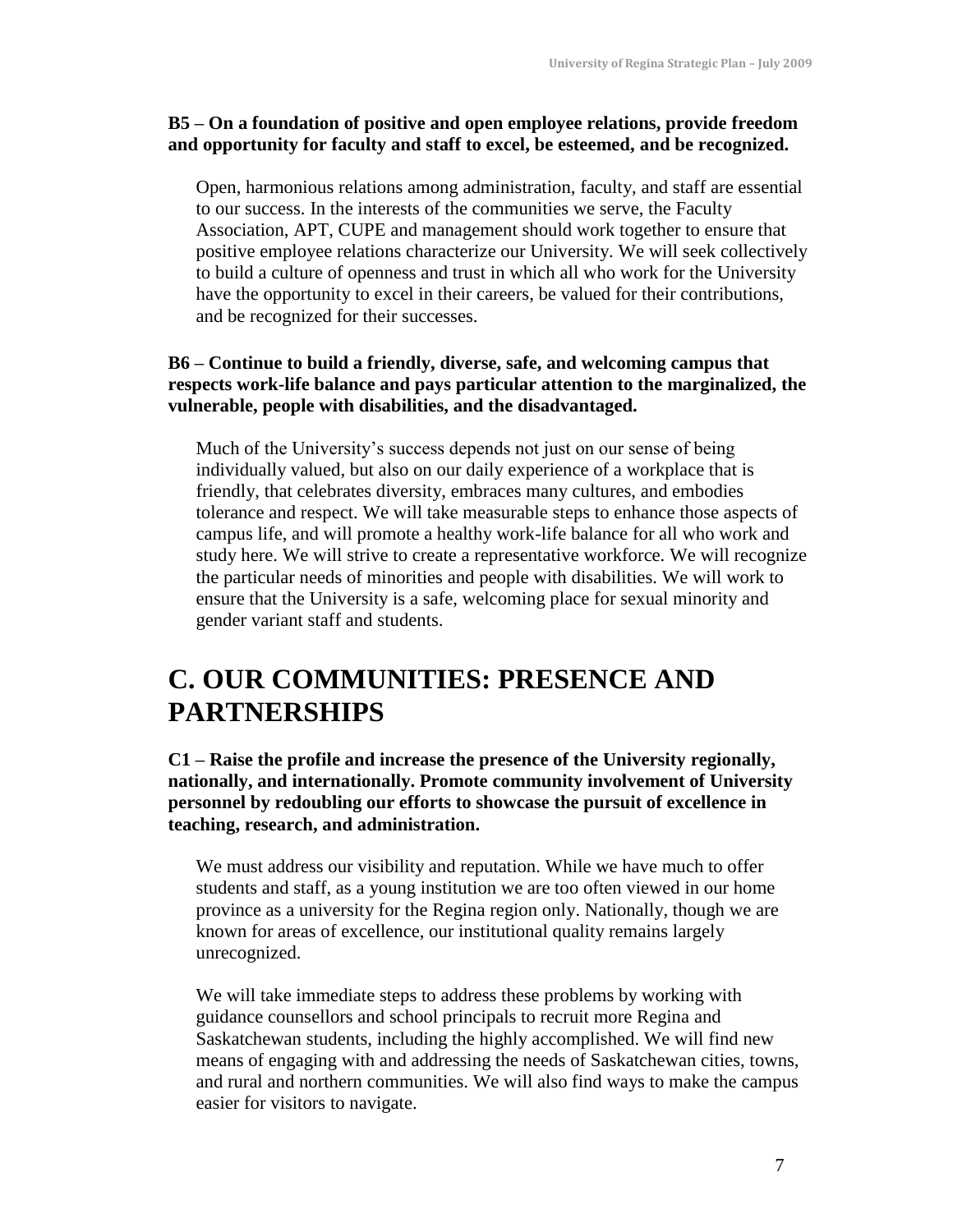**B5 – On a foundation of positive and open employee relations, provide freedom and opportunity for faculty and staff to excel, be esteemed, and be recognized.**

Open, harmonious relations among administration, faculty, and staff are essential to our success. In the interests of the communities we serve, the Faculty Association, APT, CUPE and management should work together to ensure that positive employee relations characterize our University. We will seek collectively to build a culture of openness and trust in which all who work for the University have the opportunity to excel in their careers, be valued for their contributions, and be recognized for their successes.

**B6 – Continue to build a friendly, diverse, safe, and welcoming campus that respects work-life balance and pays particular attention to the marginalized, the vulnerable, people with disabilities, and the disadvantaged.**

Much of the University's success depends not just on our sense of being individually valued, but also on our daily experience of a workplace that is friendly, that celebrates diversity, embraces many cultures, and embodies tolerance and respect. We will take measurable steps to enhance those aspects of campus life, and will promote a healthy work-life balance for all who work and study here. We will strive to create a representative workforce. We will recognize the particular needs of minorities and people with disabilities. We will work to ensure that the University is a safe, welcoming place for sexual minority and gender variant staff and students.

# C. OUR COMMUNITIES: PRESENCE AND PARTNERSHIPS

**C1 – Raise the profile and increase the presence of the University regionally, nationally, and internationally. Promote community involvement of University personnel by redoubling our efforts to showcase the pursuit of excellence in teaching, research, and administration.**

We must address our visibility and reputation. While we have much to offer students and staff, as a young institution we are too often viewed in our home province as a university for the Regina region only. Nationally, though we are known for areas of excellence, our institutional quality remains largely unrecognized.

We will take immediate steps to address these problems by working with guidance counsellors and school principals to recruit more Regina and Saskatchewan students, including the highly accomplished. We will find new means of engaging with and addressing the needs of Saskatchewan cities, towns, and rural and northern communities. We will also find ways to make the campus easier for visitors to navigate.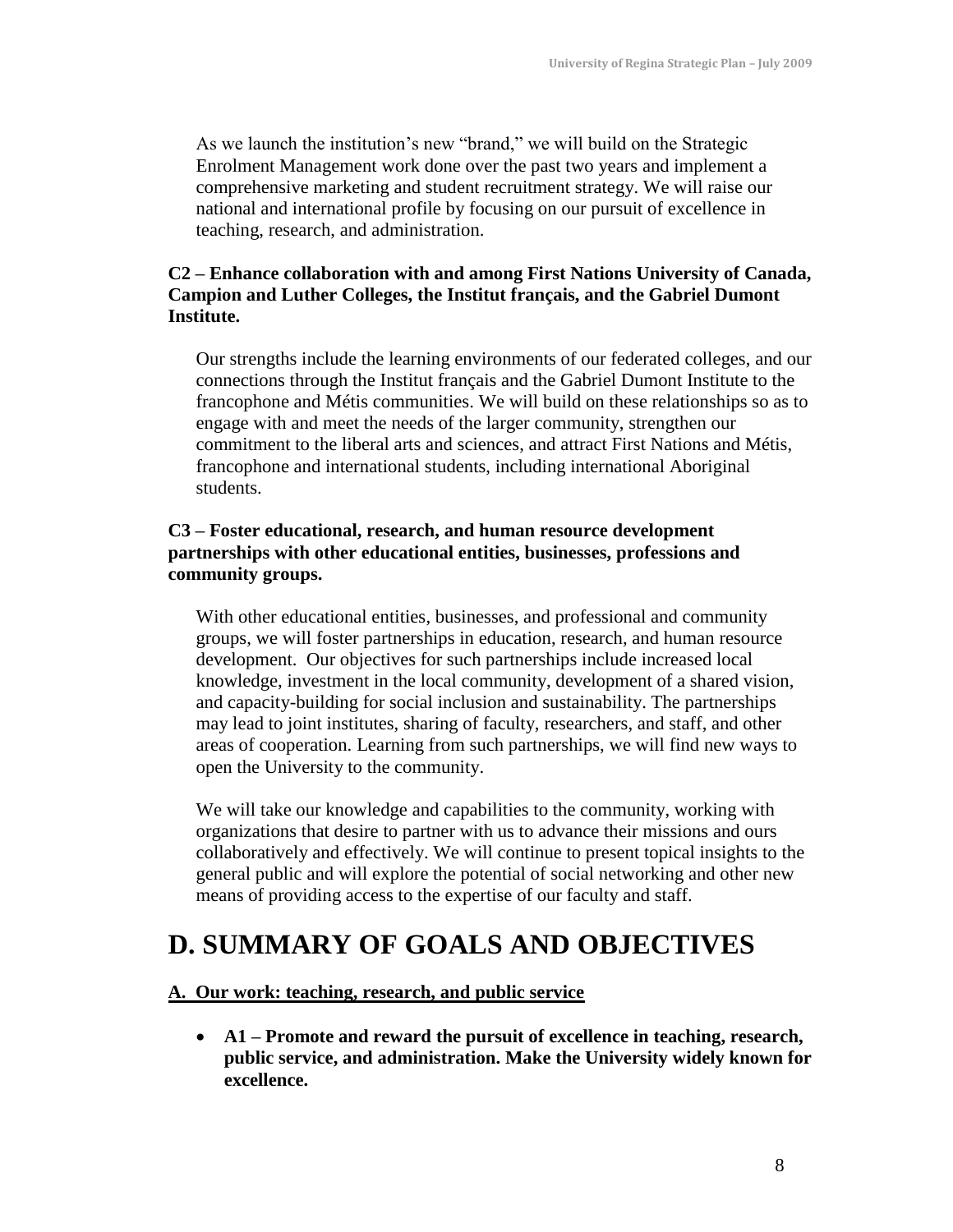As we launch the institution's new "brand," we will build on the Strategic Enrolment Management work done over the past two years and implement a comprehensive marketing and student recruitment strategy. We will raise our national and international profile by focusing on our pursuit of excellence in teaching, research, and administration.

**C2 – Enhance collaboration with and among First Nations University of Canada, Campion and Luther Colleges, the Institut français, and the Gabriel Dumont Institute.**

Our strengths include the learning environments of our federated colleges, and our connections through the Institut français and the Gabriel Dumont Institute to the francophone and Métis communities. We will build on these relationships so as to engage with and meet the needs of the larger community, strengthen our commitment to the liberal arts and sciences, and attract First Nations and Métis, francophone and international students, including international Aboriginal students.

**C3 – Foster educational, research, and human resource development partnerships with other educational entities, businesses, professions and community groups.**

With other educational entities, businesses, and professional and community groups, we will foster partnerships in education, research, and human resource development. Our objectives for such partnerships include increased local knowledge, investment in the local community, development of a shared vision, and capacity-building for social inclusion and sustainability. The partnerships may lead to joint institutes, sharing of faculty, researchers, and staff, and other areas of cooperation. Learning from such partnerships, we will find new ways to open the University to the community.

We will take our knowledge and capabilities to the community, working with organizations that desire to partner with us to advance their missions and ours collaboratively and effectively. We will continue to present topical insights to the general public and will explore the potential of social networking and other new means of providing access to the expertise of our faculty and staff.

# D. SUMMARY OF GOALS AND OBJECTIVES

**A. Our work: teaching, research, and public service**

- **A1 – Promote and reward the pursuit of excellence in teaching, research, public service, and administration. Make the University widely known for excellence.**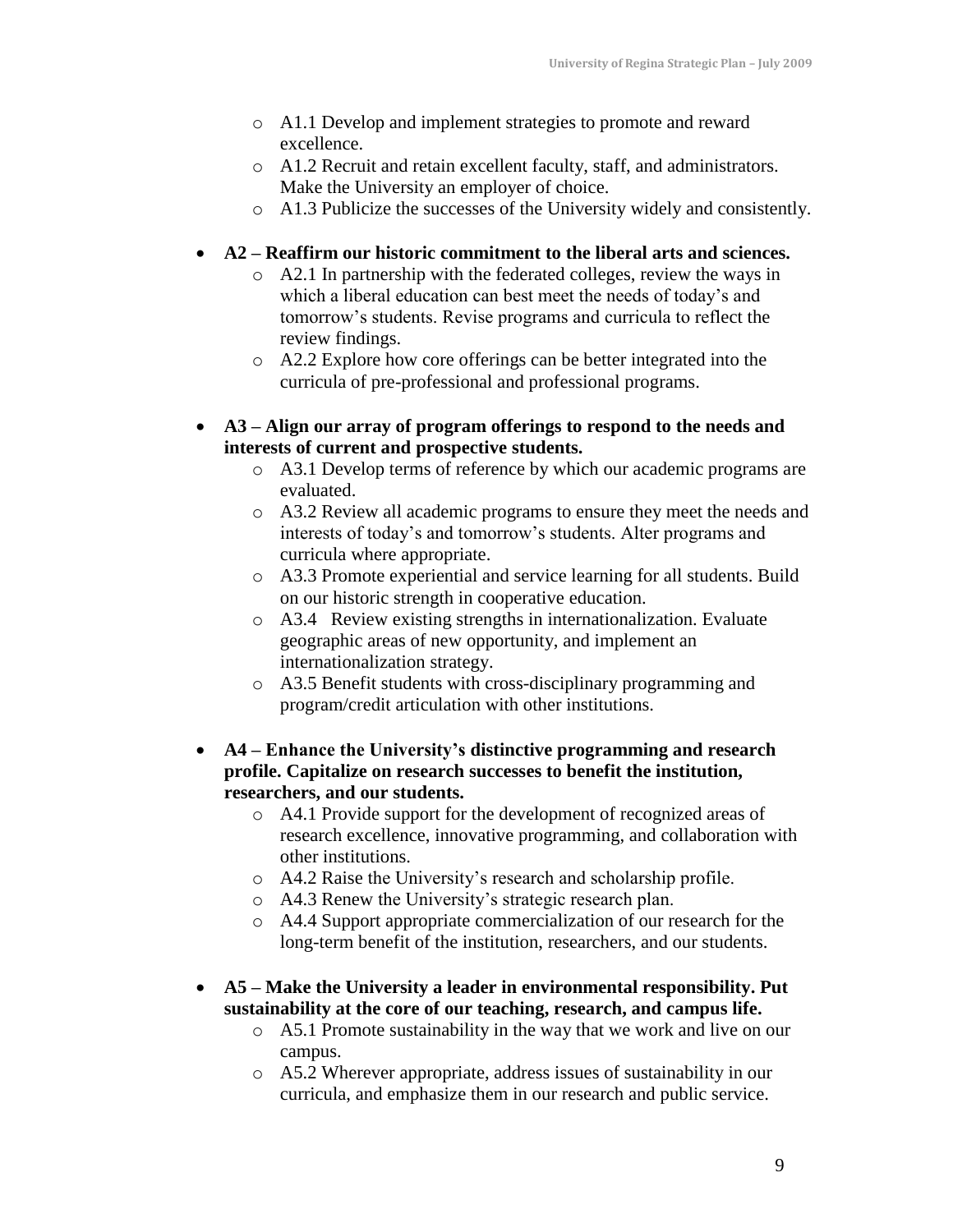- A1.1 Develop and implement strategies to promote and reward excellence.
- A1.2 Recruit and retain excellent faculty, staff, and administrators. Make the University an employer of choice.
- A1.3 Publicize the successes of the University widely and consistently.

- **A2 – Reaffirm our historic commitment to the liberal arts and sciences.**
  - A2.1 In partnership with the federated colleges, review the ways in which a liberal education can best meet the needs of today's and tomorrow's students. Revise programs and curricula to reflect the review findings.
  - A2.2 Explore how core offerings can be better integrated into the curricula of pre-professional and professional programs.

- **A3 – Align our array of program offerings to respond to the needs and interests of current and prospective students.**
  - A3.1 Develop terms of reference by which our academic programs are evaluated.
  - A3.2 Review all academic programs to ensure they meet the needs and interests of today's and tomorrow's students. Alter programs and curricula where appropriate.
  - A3.3 Promote experiential and service learning for all students. Build on our historic strength in cooperative education.
  - A3.4 Review existing strengths in internationalization. Evaluate geographic areas of new opportunity, and implement an internationalization strategy.
  - A3.5 Benefit students with cross-disciplinary programming and program/credit articulation with other institutions.

- **A4 – Enhance the University's distinctive programming and research profile. Capitalize on research successes to benefit the institution, researchers, and our students.**
  - A4.1 Provide support for the development of recognized areas of research excellence, innovative programming, and collaboration with other institutions.
  - A4.2 Raise the University's research and scholarship profile.
  - A4.3 Renew the University's strategic research plan.
  - A4.4 Support appropriate commercialization of our research for the long-term benefit of the institution, researchers, and our students.

- **A5 – Make the University a leader in environmental responsibility. Put sustainability at the core of our teaching, research, and campus life.**
  - A5.1 Promote sustainability in the way that we work and live on our campus.
  - A5.2 Wherever appropriate, address issues of sustainability in our curricula, and emphasize them in our research and public service.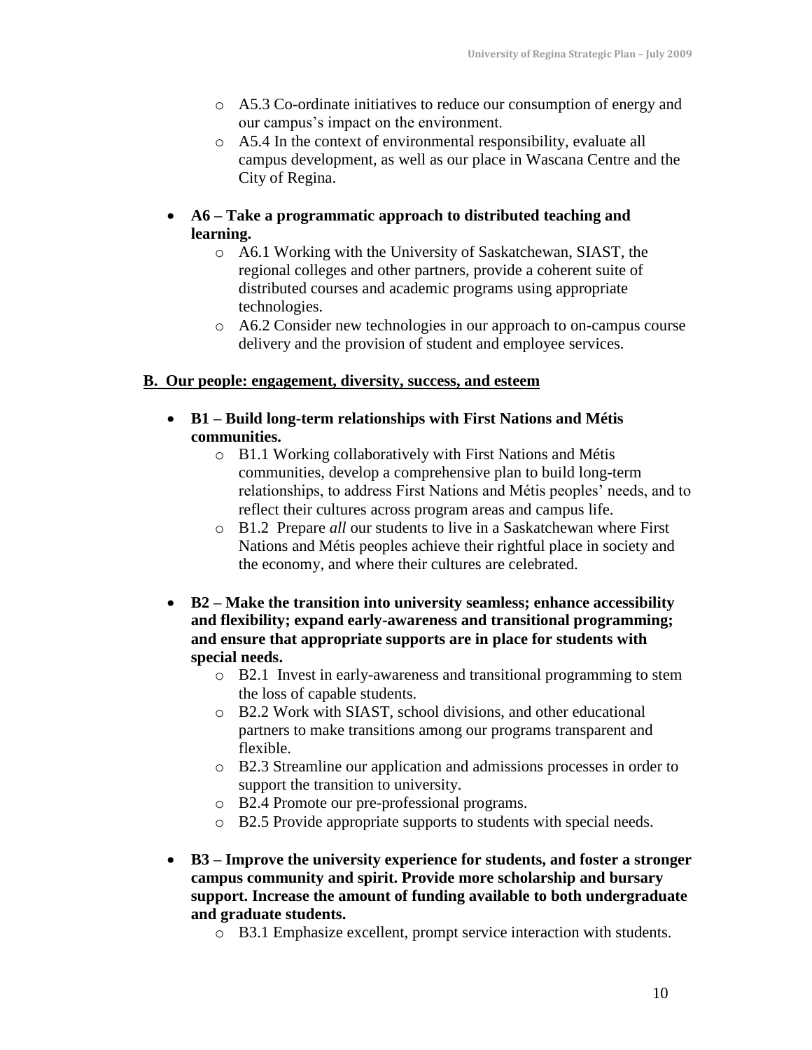- A5.3 Co-ordinate initiatives to reduce our consumption of energy and our campus's impact on the environment.
- A5.4 In the context of environmental responsibility, evaluate all campus development, as well as our place in Wascana Centre and the City of Regina.

- **A6 – Take a programmatic approach to distributed teaching and learning.**
  - A6.1 Working with the University of Saskatchewan, SIAST, the regional colleges and other partners, provide a coherent suite of distributed courses and academic programs using appropriate technologies.
  - A6.2 Consider new technologies in our approach to on-campus course delivery and the provision of student and employee services.

## B. Our people: engagement, diversity, success, and esteem

- **B1 – Build long-term relationships with First Nations and Métis communities.**
  - B1.1 Working collaboratively with First Nations and Métis communities, develop a comprehensive plan to build long-term relationships, to address First Nations and Métis peoples' needs, and to reflect their cultures across program areas and campus life.
  - B1.2 Prepare *all* our students to live in a Saskatchewan where First Nations and Métis peoples achieve their rightful place in society and the economy, and where their cultures are celebrated.

- **B2 – Make the transition into university seamless; enhance accessibility and flexibility; expand early-awareness and transitional programming; and ensure that appropriate supports are in place for students with special needs.**
  - B2.1 Invest in early-awareness and transitional programming to stem the loss of capable students.
  - B2.2 Work with SIAST, school divisions, and other educational partners to make transitions among our programs transparent and flexible.
  - B2.3 Streamline our application and admissions processes in order to support the transition to university.
  - B2.4 Promote our pre-professional programs.
  - B2.5 Provide appropriate supports to students with special needs.

- **B3 – Improve the university experience for students, and foster a stronger campus community and spirit. Provide more scholarship and bursary support. Increase the amount of funding available to both undergraduate and graduate students.**
  - B3.1 Emphasize excellent, prompt service interaction with students.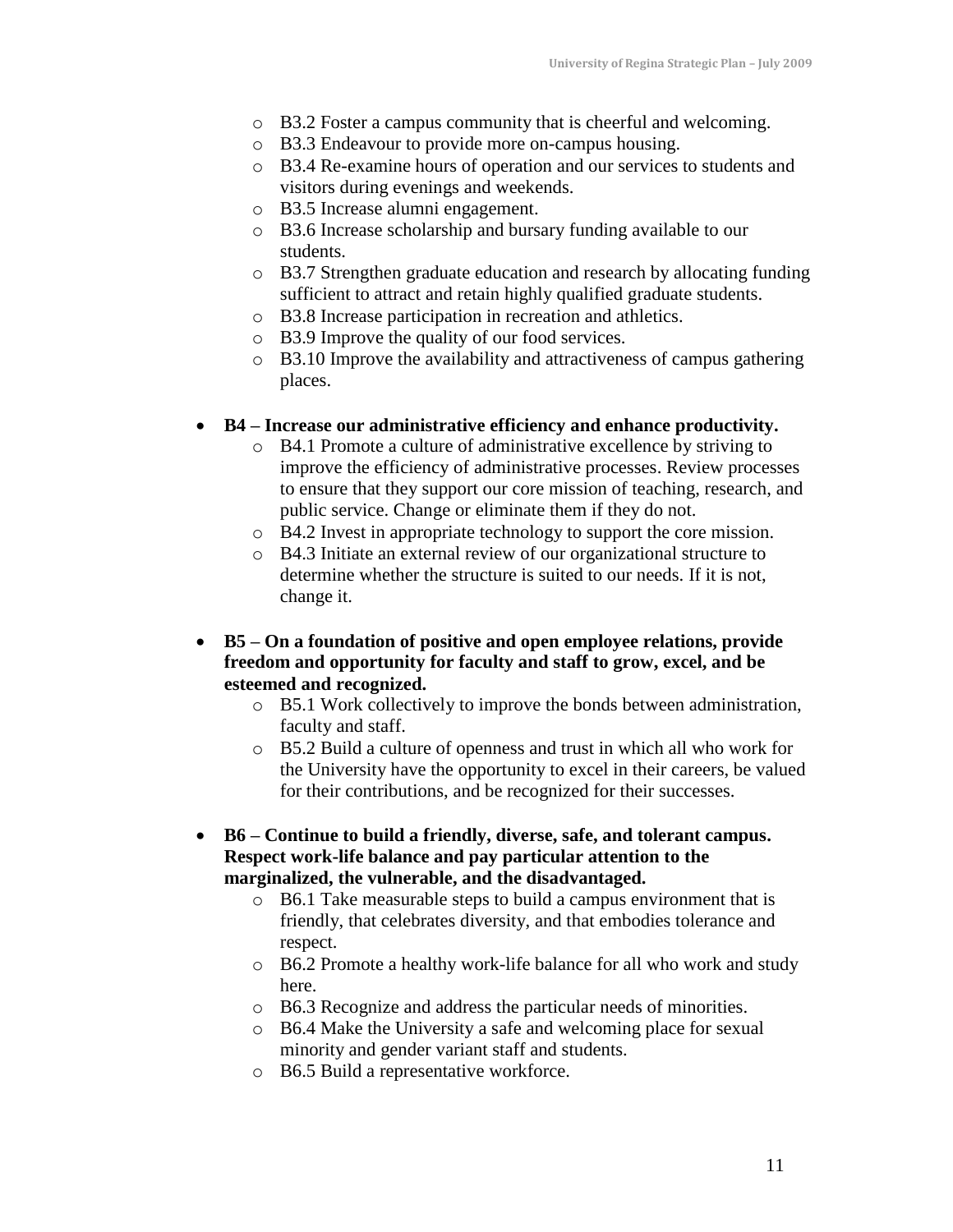- B3.2 Foster a campus community that is cheerful and welcoming.
- B3.3 Endeavour to provide more on-campus housing.
- B3.4 Re-examine hours of operation and our services to students and visitors during evenings and weekends.
- B3.5 Increase alumni engagement.
- B3.6 Increase scholarship and bursary funding available to our students.
- B3.7 Strengthen graduate education and research by allocating funding sufficient to attract and retain highly qualified graduate students.
- B3.8 Increase participation in recreation and athletics.
- B3.9 Improve the quality of our food services.
- B3.10 Improve the availability and attractiveness of campus gathering places.

- **B4 – Increase our administrative efficiency and enhance productivity.**
  - B4.1 Promote a culture of administrative excellence by striving to improve the efficiency of administrative processes. Review processes to ensure that they support our core mission of teaching, research, and public service. Change or eliminate them if they do not.
  - B4.2 Invest in appropriate technology to support the core mission.
  - B4.3 Initiate an external review of our organizational structure to determine whether the structure is suited to our needs. If it is not, change it.

- **B5 – On a foundation of positive and open employee relations, provide freedom and opportunity for faculty and staff to grow, excel, and be esteemed and recognized.**
  - B5.1 Work collectively to improve the bonds between administration, faculty and staff.
  - B5.2 Build a culture of openness and trust in which all who work for the University have the opportunity to excel in their careers, be valued for their contributions, and be recognized for their successes.

- **B6 – Continue to build a friendly, diverse, safe, and tolerant campus. Respect work-life balance and pay particular attention to the marginalized, the vulnerable, and the disadvantaged.**
  - B6.1 Take measurable steps to build a campus environment that is friendly, that celebrates diversity, and that embodies tolerance and respect.
  - B6.2 Promote a healthy work-life balance for all who work and study here.
  - B6.3 Recognize and address the particular needs of minorities.
  - B6.4 Make the University a safe and welcoming place for sexual minority and gender variant staff and students.
  - B6.5 Build a representative workforce.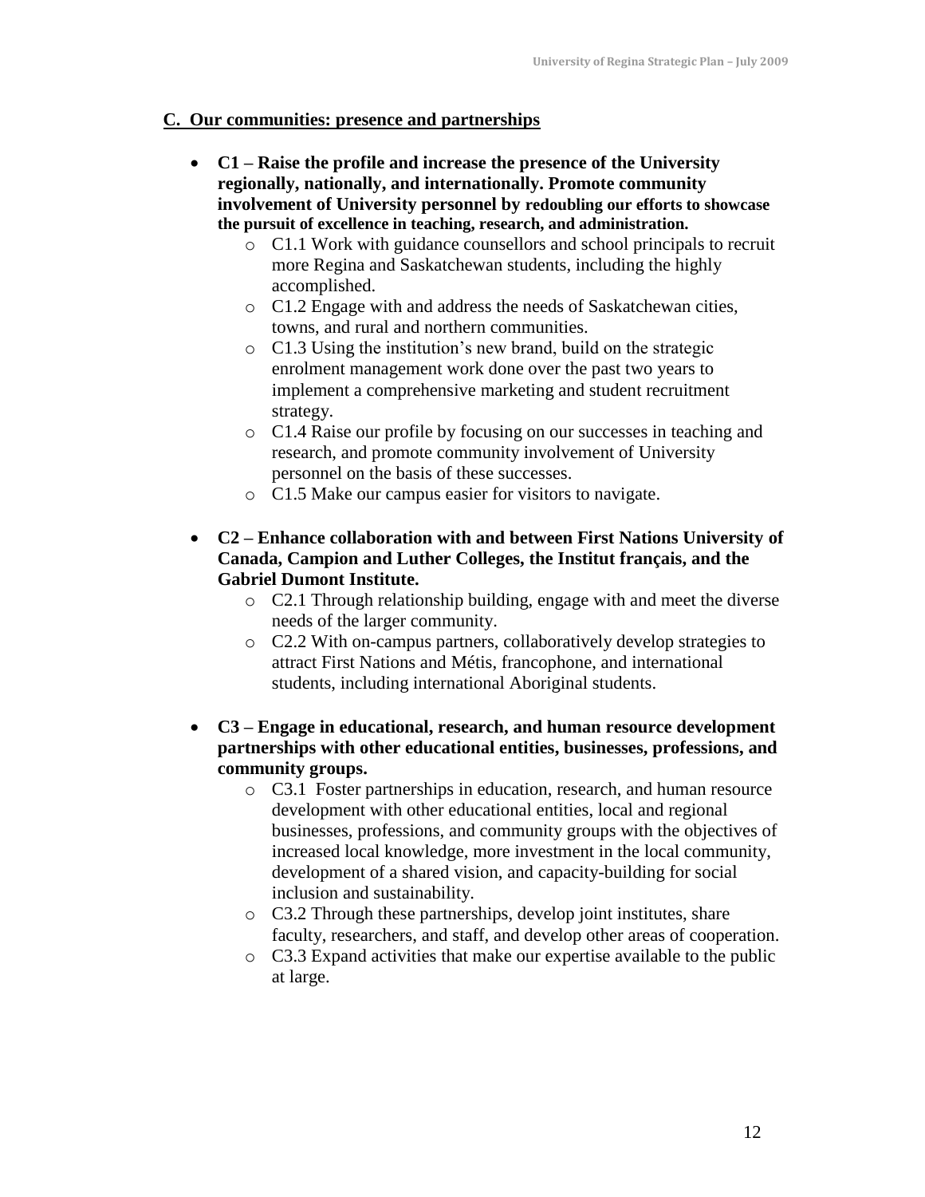## C. Our communities: presence and partnerships

- **C1 – Raise the profile and increase the presence of the University regionally, nationally, and internationally. Promote community involvement of University personnel by redoubling our efforts to showcase the pursuit of excellence in teaching, research, and administration.**
  - C1.1 Work with guidance counsellors and school principals to recruit more Regina and Saskatchewan students, including the highly accomplished.
  - C1.2 Engage with and address the needs of Saskatchewan cities, towns, and rural and northern communities.
  - C1.3 Using the institution's new brand, build on the strategic enrolment management work done over the past two years to implement a comprehensive marketing and student recruitment strategy.
  - C1.4 Raise our profile by focusing on our successes in teaching and research, and promote community involvement of University personnel on the basis of these successes.
  - C1.5 Make our campus easier for visitors to navigate.

- **C2 – Enhance collaboration with and between First Nations University of Canada, Campion and Luther Colleges, the Institut français, and the Gabriel Dumont Institute.**
  - C2.1 Through relationship building, engage with and meet the diverse needs of the larger community.
  - C2.2 With on-campus partners, collaboratively develop strategies to attract First Nations and Métis, francophone, and international students, including international Aboriginal students.

- **C3 – Engage in educational, research, and human resource development partnerships with other educational entities, businesses, professions, and community groups.**
  - C3.1 Foster partnerships in education, research, and human resource development with other educational entities, local and regional businesses, professions, and community groups with the objectives of increased local knowledge, more investment in the local community, development of a shared vision, and capacity-building for social inclusion and sustainability.
  - C3.2 Through these partnerships, develop joint institutes, share faculty, researchers, and staff, and develop other areas of cooperation.
  - C3.3 Expand activities that make our expertise available to the public at large.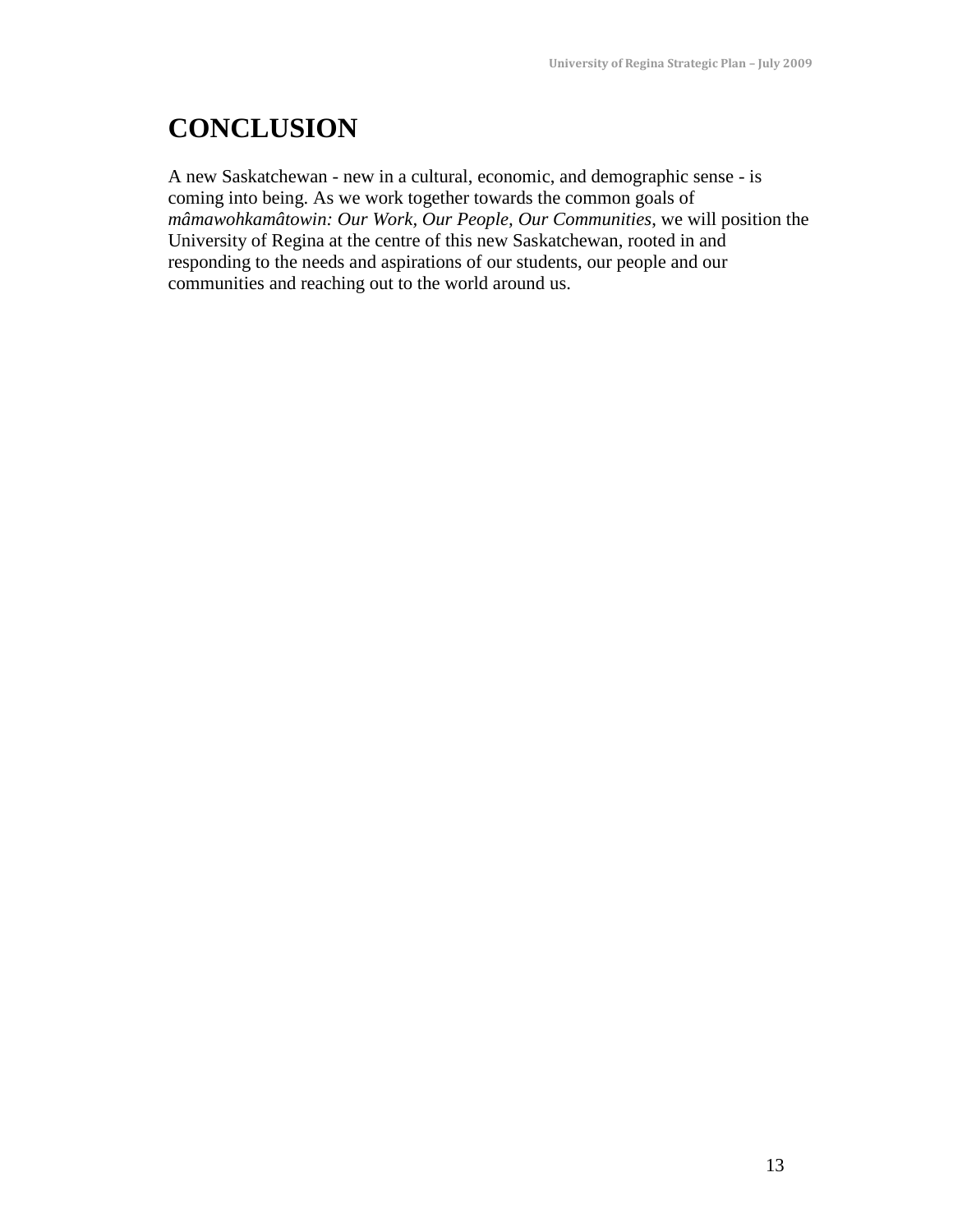# CONCLUSION

A new Saskatchewan - new in a cultural, economic, and demographic sense - is coming into being. As we work together towards the common goals of *mâmawohkamâtowin: Our Work, Our People, Our Communities*, we will position the University of Regina at the centre of this new Saskatchewan, rooted in and responding to the needs and aspirations of our students, our people and our communities and reaching out to the world around us.